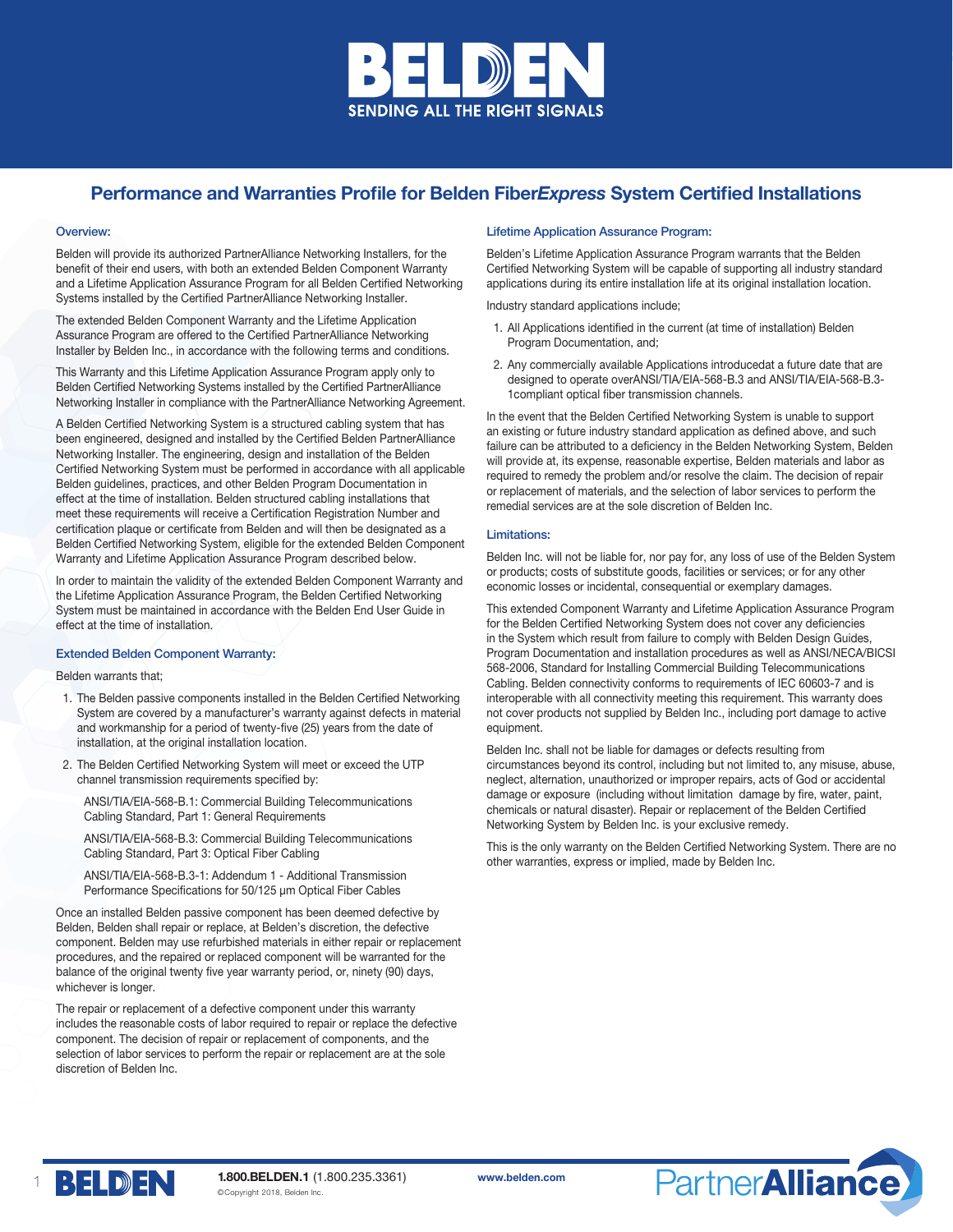# Performance and Warranties Profile for Belden Fiber*Express* System Certified Installations

### Overview:

Belden will provide its authorized PartnerAlliance Networking Installers, for the benefit of their end users, with both an extended Belden Component Warranty and a Lifetime Application Assurance Program for all Belden Certified Networking Systems installed by the Certified PartnerAlliance Networking Installer.

The extended Belden Component Warranty and the Lifetime Application Assurance Program are offered to the Certified PartnerAlliance Networking Installer by Belden Inc., in accordance with the following terms and conditions.

This Warranty and this Lifetime Application Assurance Program apply only to Belden Certified Networking Systems installed by the Certified PartnerAlliance Networking Installer in compliance with the PartnerAlliance Networking Agreement.

A Belden Certified Networking System is a structured cabling system that has been engineered, designed and installed by the Certified Belden PartnerAlliance Networking Installer. The engineering, design and installation of the Belden Certified Networking System must be performed in accordance with all applicable Belden guidelines, practices, and other Belden Program Documentation in effect at the time of installation. Belden structured cabling installations that meet these requirements will receive a Certification Registration Number and certification plaque or certificate from Belden and will then be designated as a Belden Certified Networking System, eligible for the extended Belden Component Warranty and Lifetime Application Assurance Program described below.

In order to maintain the validity of the extended Belden Component Warranty and the Lifetime Application Assurance Program, the Belden Certified Networking System must be maintained in accordance with the Belden End User Guide in effect at the time of installation.

### Extended Belden Component Warranty:

Belden warrants that;

1. The Belden passive components installed in the Belden Certified Networking System are covered by a manufacturer's warranty against defects in material and workmanship for a period of twenty-five (25) years from the date of installation, at the original installation location.
2. The Belden Certified Networking System will meet or exceed the UTP channel transmission requirements specified by:

   ANSI/TIA/EIA-568-B.1: Commercial Building Telecommunications Cabling Standard, Part 1: General Requirements

   ANSI/TIA/EIA-568-B.3: Commercial Building Telecommunications Cabling Standard, Part 3: Optical Fiber Cabling

   ANSI/TIA/EIA-568-B.3-1: Addendum 1 - Additional Transmission Performance Specifications for 50/125 µm Optical Fiber Cables

Once an installed Belden passive component has been deemed defective by Belden, Belden shall repair or replace, at Belden's discretion, the defective component. Belden may use refurbished materials in either repair or replacement procedures, and the repaired or replaced component will be warranted for the balance of the original twenty five year warranty period, or, ninety (90) days, whichever is longer.

The repair or replacement of a defective component under this warranty includes the reasonable costs of labor required to repair or replace the defective component. The decision of repair or replacement of components, and the selection of labor services to perform the repair or replacement are at the sole discretion of Belden Inc.

### Lifetime Application Assurance Program:

Belden's Lifetime Application Assurance Program warrants that the Belden Certified Networking System will be capable of supporting all industry standard applications during its entire installation life at its original installation location.

Industry standard applications include;

1. All Applications identified in the current (at time of installation) Belden Program Documentation, and;
2. Any commercially available Applications introducedat a future date that are designed to operate overANSI/TIA/EIA-568-B.3 and ANSI/TIA/EIA-568-B.3-1compliant optical fiber transmission channels.

In the event that the Belden Certified Networking System is unable to support an existing or future industry standard application as defined above, and such failure can be attributed to a deficiency in the Belden Networking System, Belden will provide at, its expense, reasonable expertise, Belden materials and labor as required to remedy the problem and/or resolve the claim. The decision of repair or replacement of materials, and the selection of labor services to perform the remedial services are at the sole discretion of Belden Inc.

### Limitations:

Belden Inc. will not be liable for, nor pay for, any loss of use of the Belden System or products; costs of substitute goods, facilities or services; or for any other economic losses or incidental, consequential or exemplary damages.

This extended Component Warranty and Lifetime Application Assurance Program for the Belden Certified Networking System does not cover any deficiencies in the System which result from failure to comply with Belden Design Guides, Program Documentation and installation procedures as well as ANSI/NECA/BICSI 568-2006, Standard for Installing Commercial Building Telecommunications Cabling. Belden connectivity conforms to requirements of IEC 60603-7 and is interoperable with all connectivity meeting this requirement. This warranty does not cover products not supplied by Belden Inc., including port damage to active equipment.

Belden Inc. shall not be liable for damages or defects resulting from circumstances beyond its control, including but not limited to, any misuse, abuse, neglect, alternation, unauthorized or improper repairs, acts of God or accidental damage or exposure (including without limitation damage by fire, water, paint, chemicals or natural disaster). Repair or replacement of the Belden Certified Networking System by Belden Inc. is your exclusive remedy.

This is the only warranty on the Belden Certified Networking System. There are no other warranties, express or implied, made by Belden Inc.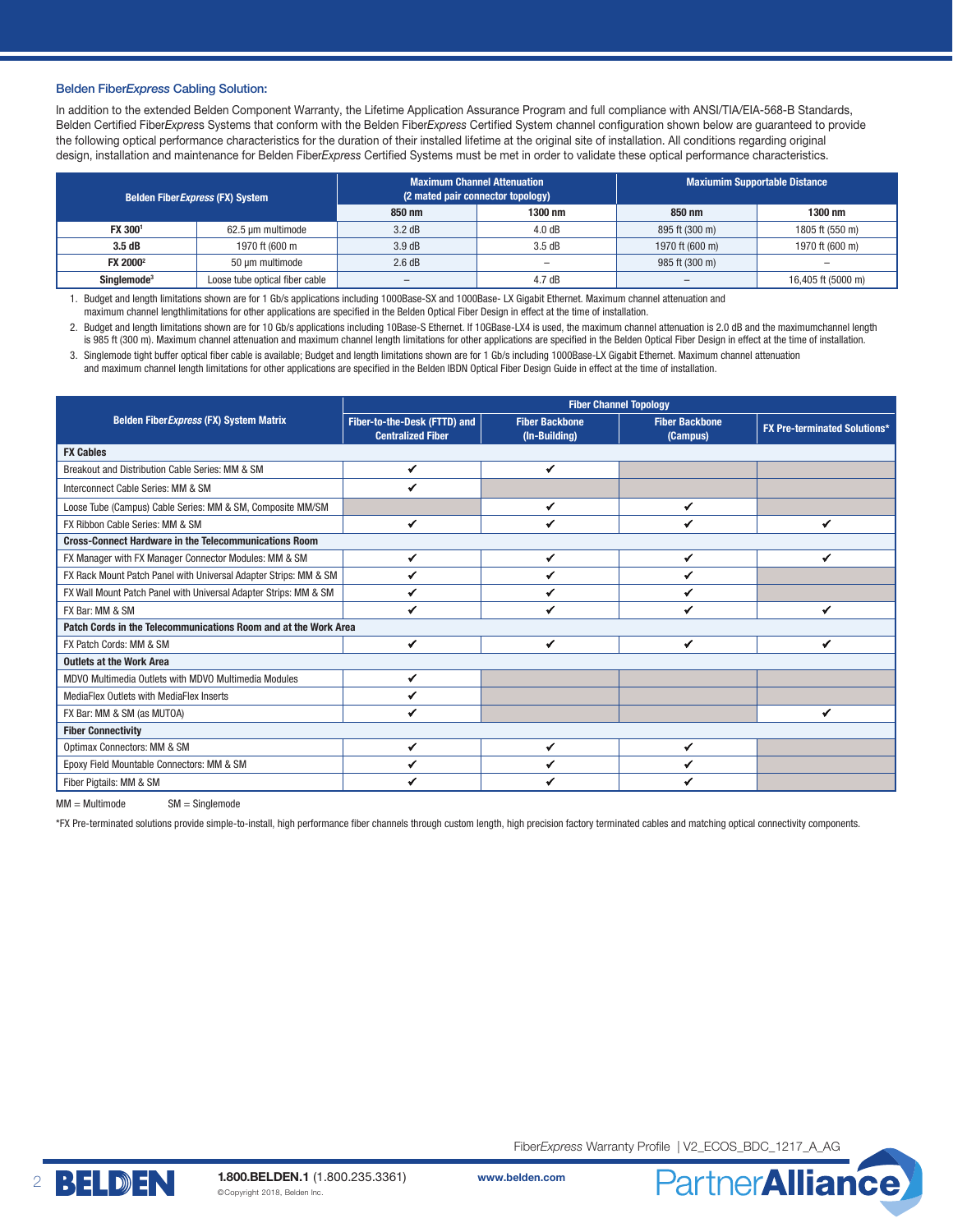### Belden Fiber*Express* Cabling Solution:

In addition to the extended Belden Component Warranty, the Lifetime Application Assurance Program and full compliance with ANSI/TIA/EIA-568-B Standards, Belden Certified Fiber*Express* Systems that conform with the Belden Fiber*Express* Certified System channel configuration shown below are guaranteed to provide the following optical performance characteristics for the duration of their installed lifetime at the original site of installation. All conditions regarding original design, installation and maintenance for Belden Fiber*Express* Certified Systems must be met in order to validate these optical performance characteristics.

| Belden Fiber*Express* (FX) System | | Maximum Channel Attenuation (2 mated pair connector topology) | | Maxiumim Supportable Distance | |
|---|---|---|---|---|---|
| | | 850 nm | 1300 nm | 850 nm | 1300 nm |
| **FX 300**[1] | 62.5 µm multimode | 3.2 dB | 4.0 dB | 895 ft (300 m) | 1805 ft (550 m) |
| **3.5 dB** | 1970 ft (600 m | 3.9 dB | 3.5 dB | 1970 ft (600 m) | 1970 ft (600 m) |
| **FX 2000**[2] | 50 µm multimode | 2.6 dB | – | 985 ft (300 m) | – |
| **Singlemode**[3] | Loose tube optical fiber cable | – | 4.7 dB | – | 16,405 ft (5000 m) |

1. Budget and length limitations shown are for 1 Gb/s applications including 1000Base-SX and 1000Base- LX Gigabit Ethernet. Maximum channel attenuation and maximum channel lengthlimitations for other applications are specified in the Belden Optical Fiber Design in effect at the time of installation.
2. Budget and length limitations shown are for 10 Gb/s applications including 10Base-S Ethernet. If 10GBase-LX4 is used, the maximum channel attenuation is 2.0 dB and the maximumchannel length is 985 ft (300 m). Maximum channel attenuation and maximum channel length limitations for other applications are specified in the Belden Optical Fiber Design in effect at the time of installation.
3. Singlemode tight buffer optical fiber cable is available; Budget and length limitations shown are for 1 Gb/s including 1000Base-LX Gigabit Ethernet. Maximum channel attenuation and maximum channel length limitations for other applications are specified in the Belden IBDN Optical Fiber Design Guide in effect at the time of installation.

| Belden Fiber*Express* (FX) System Matrix | Fiber Channel Topology | | | |
|---|---|---|---|---|
| | Fiber-to-the-Desk (FTTD) and Centralized Fiber | Fiber Backbone (In-Building) | Fiber Backbone (Campus) | FX Pre-terminated Solutions* |
| **FX Cables** | | | | |
| Breakout and Distribution Cable Series: MM & SM | ✔ | ✔ | | |
| Interconnect Cable Series: MM & SM | ✔ | | | |
| Loose Tube (Campus) Cable Series: MM & SM, Composite MM/SM | | ✔ | ✔ | |
| FX Ribbon Cable Series: MM & SM | ✔ | ✔ | ✔ | ✔ |
| **Cross-Connect Hardware in the Telecommunications Room** | | | | |
| FX Manager with FX Manager Connector Modules: MM & SM | ✔ | ✔ | ✔ | ✔ |
| FX Rack Mount Patch Panel with Universal Adapter Strips: MM & SM | ✔ | ✔ | ✔ | |
| FX Wall Mount Patch Panel with Universal Adapter Strips: MM & SM | ✔ | ✔ | ✔ | |
| FX Bar: MM & SM | ✔ | ✔ | ✔ | ✔ |
| **Patch Cords in the Telecommunications Room and at the Work Area** | | | | |
| FX Patch Cords: MM & SM | ✔ | ✔ | ✔ | ✔ |
| **Outlets at the Work Area** | | | | |
| MDVO Multimedia Outlets with MDVO Multimedia Modules | ✔ | | | |
| MediaFlex Outlets with MediaFlex Inserts | ✔ | | | |
| FX Bar: MM & SM (as MUTOA) | ✔ | | | ✔ |
| **Fiber Connectivity** | | | | |
| Optimax Connectors: MM & SM | ✔ | ✔ | ✔ | |
| Epoxy Field Mountable Connectors: MM & SM | ✔ | ✔ | ✔ | |
| Fiber Pigtails: MM & SM | ✔ | ✔ | ✔ | |

MM = Multimode    SM = Singlemode

*FX Pre-terminated solutions provide simple-to-install, high performance fiber channels through custom length, high precision factory terminated cables and matching optical connectivity components.